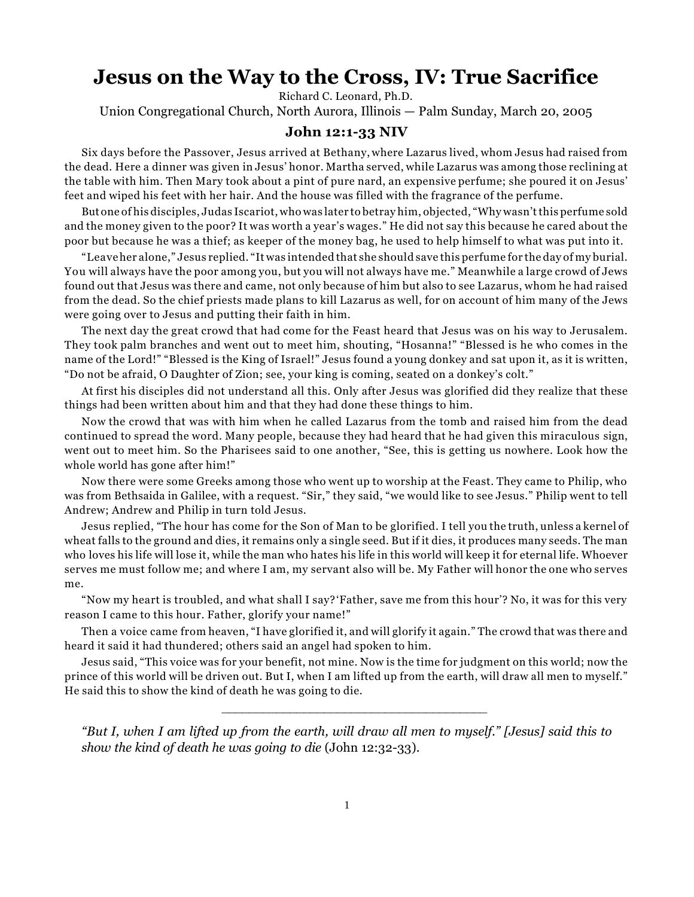# Jesus on the Way to the Cross, IV: True Sacrifice

Richard C. Leonard, Ph.D.

Union Congregational Church, North Aurora, Illinois — Palm Sunday, March 20, 2005

## John 12:1-33 NIV

Six days before the Passover, Jesus arrived at Bethany, where Lazarus lived, whom Jesus had raised from the dead. Here a dinner was given in Jesus' honor. Martha served, while Lazarus was among those reclining at the table with him. Then Mary took about a pint of pure nard, an expensive perfume; she poured it on Jesus' feet and wiped his feet with her hair. And the house was filled with the fragrance of the perfume.

But one of his disciples, Judas Iscariot, who was later to betray him, objected, "Why wasn't this perfume sold and the money given to the poor? It was worth a year's wages." He did not say this because he cared about the poor but because he was a thief; as keeper of the money bag, he used to help himself to what was put into it.

"Leave her alone," Jesus replied. "It was intended that she should save this perfume for the day of my burial. You will always have the poor among you, but you will not always have me." Meanwhile a large crowd of Jews found out that Jesus was there and came, not only because of him but also to see Lazarus, whom he had raised from the dead. So the chief priests made plans to kill Lazarus as well, for on account of him many of the Jews were going over to Jesus and putting their faith in him.

The next day the great crowd that had come for the Feast heard that Jesus was on his way to Jerusalem. They took palm branches and went out to meet him, shouting, "Hosanna!" "Blessed is he who comes in the name of the Lord!" "Blessed is the King of Israel!" Jesus found a young donkey and sat upon it, as it is written, "Do not be afraid, O Daughter of Zion; see, your king is coming, seated on a donkey's colt."

At first his disciples did not understand all this. Only after Jesus was glorified did they realize that these things had been written about him and that they had done these things to him.

Now the crowd that was with him when he called Lazarus from the tomb and raised him from the dead continued to spread the word. Many people, because they had heard that he had given this miraculous sign, went out to meet him. So the Pharisees said to one another, "See, this is getting us nowhere. Look how the whole world has gone after him!"

Now there were some Greeks among those who went up to worship at the Feast. They came to Philip, who was from Bethsaida in Galilee, with a request. "Sir," they said, "we would like to see Jesus." Philip went to tell Andrew; Andrew and Philip in turn told Jesus.

Jesus replied, "The hour has come for the Son of Man to be glorified. I tell you the truth, unless a kernel of wheat falls to the ground and dies, it remains only a single seed. But if it dies, it produces many seeds. The man who loves his life will lose it, while the man who hates his life in this world will keep it for eternal life. Whoever serves me must follow me; and where I am, my servant also will be. My Father will honor the one who serves me.

"Now my heart is troubled, and what shall I say? 'Father, save me from this hour'? No, it was for this very reason I came to this hour. Father, glorify your name!"

Then a voice came from heaven, "I have glorified it, and will glorify it again." The crowd that was there and heard it said it had thundered; others said an angel had spoken to him.

Jesus said, "This voice was for your benefit, not mine. Now is the time for judgment on this world; now the prince of this world will be driven out. But I, when I am lifted up from the earth, will draw all men to myself." He said this to show the kind of death he was going to die.

---

> *"But I, when I am lifted up from the earth, will draw all men to myself." [Jesus] said this to show the kind of death he was going to die* (John 12:32-33).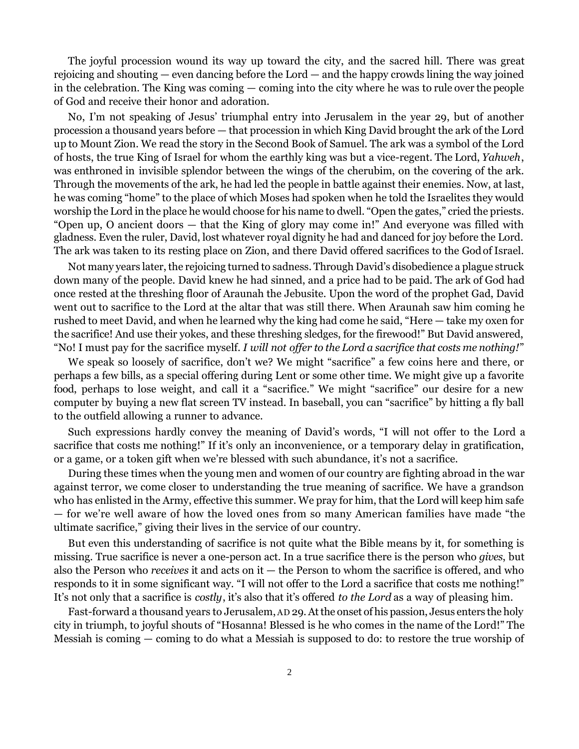The joyful procession wound its way up toward the city, and the sacred hill. There was great rejoicing and shouting — even dancing before the Lord — and the happy crowds lining the way joined in the celebration. The King was coming — coming into the city where he was to rule over the people of God and receive their honor and adoration.

No, I'm not speaking of Jesus' triumphal entry into Jerusalem in the year 29, but of another procession a thousand years before — that procession in which King David brought the ark of the Lord up to Mount Zion. We read the story in the Second Book of Samuel. The ark was a symbol of the Lord of hosts, the true King of Israel for whom the earthly king was but a vice-regent. The Lord, *Yahweh*, was enthroned in invisible splendor between the wings of the cherubim, on the covering of the ark. Through the movements of the ark, he had led the people in battle against their enemies. Now, at last, he was coming "home" to the place of which Moses had spoken when he told the Israelites they would worship the Lord in the place he would choose for his name to dwell. "Open the gates," cried the priests. "Open up, O ancient doors — that the King of glory may come in!" And everyone was filled with gladness. Even the ruler, David, lost whatever royal dignity he had and danced for joy before the Lord. The ark was taken to its resting place on Zion, and there David offered sacrifices to the God of Israel.

Not many years later, the rejoicing turned to sadness. Through David's disobedience a plague struck down many of the people. David knew he had sinned, and a price had to be paid. The ark of God had once rested at the threshing floor of Araunah the Jebusite. Upon the word of the prophet Gad, David went out to sacrifice to the Lord at the altar that was still there. When Araunah saw him coming he rushed to meet David, and when he learned why the king had come he said, "Here — take my oxen for the sacrifice! And use their yokes, and these threshing sledges, for the firewood!" But David answered, "No! I must pay for the sacrifice myself. *I will not offer to the Lord a sacrifice that costs me nothing!*"

We speak so loosely of sacrifice, don't we? We might "sacrifice" a few coins here and there, or perhaps a few bills, as a special offering during Lent or some other time. We might give up a favorite food, perhaps to lose weight, and call it a "sacrifice." We might "sacrifice" our desire for a new computer by buying a new flat screen TV instead. In baseball, you can "sacrifice" by hitting a fly ball to the outfield allowing a runner to advance.

Such expressions hardly convey the meaning of David's words, "I will not offer to the Lord a sacrifice that costs me nothing!" If it's only an inconvenience, or a temporary delay in gratification, or a game, or a token gift when we're blessed with such abundance, it's not a sacrifice.

During these times when the young men and women of our country are fighting abroad in the war against terror, we come closer to understanding the true meaning of sacrifice. We have a grandson who has enlisted in the Army, effective this summer. We pray for him, that the Lord will keep him safe — for we're well aware of how the loved ones from so many American families have made "the ultimate sacrifice," giving their lives in the service of our country.

But even this understanding of sacrifice is not quite what the Bible means by it, for something is missing. True sacrifice is never a one-person act. In a true sacrifice there is the person who *gives*, but also the Person who *receives* it and acts on it — the Person to whom the sacrifice is offered, and who responds to it in some significant way. "I will not offer to the Lord a sacrifice that costs me nothing!" It's not only that a sacrifice is *costly*, it's also that it's offered *to the Lord* as a way of pleasing him.

Fast-forward a thousand years to Jerusalem, AD 29. At the onset of his passion, Jesus enters the holy city in triumph, to joyful shouts of "Hosanna! Blessed is he who comes in the name of the Lord!" The Messiah is coming — coming to do what a Messiah is supposed to do: to restore the true worship of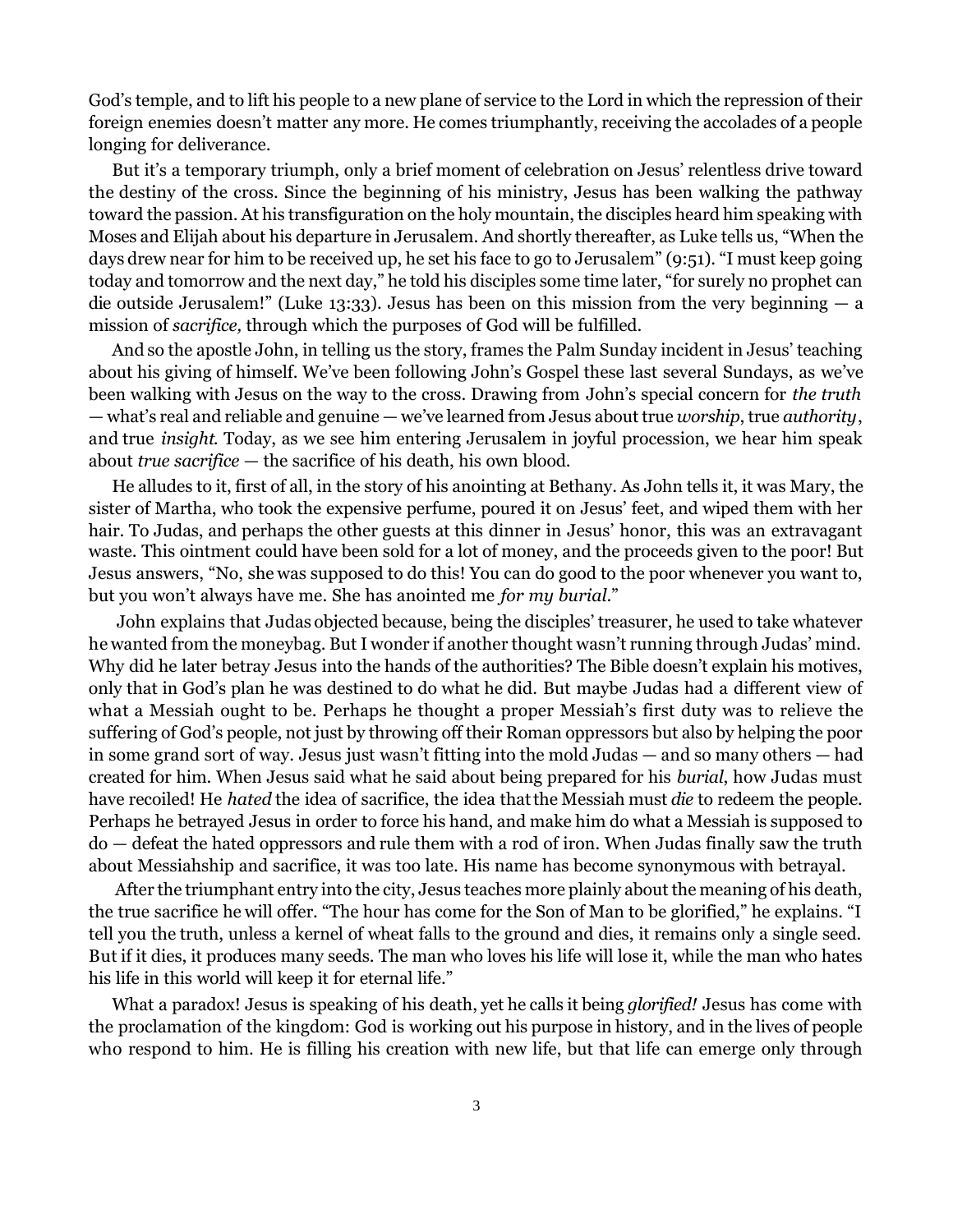God's temple, and to lift his people to a new plane of service to the Lord in which the repression of their foreign enemies doesn't matter any more. He comes triumphantly, receiving the accolades of a people longing for deliverance.

But it's a temporary triumph, only a brief moment of celebration on Jesus' relentless drive toward the destiny of the cross. Since the beginning of his ministry, Jesus has been walking the pathway toward the passion. At his transfiguration on the holy mountain, the disciples heard him speaking with Moses and Elijah about his departure in Jerusalem. And shortly thereafter, as Luke tells us, "When the days drew near for him to be received up, he set his face to go to Jerusalem" (9:51). "I must keep going today and tomorrow and the next day," he told his disciples some time later, "for surely no prophet can die outside Jerusalem!" (Luke 13:33). Jesus has been on this mission from the very beginning — a mission of *sacrifice,* through which the purposes of God will be fulfilled.

And so the apostle John, in telling us the story, frames the Palm Sunday incident in Jesus' teaching about his giving of himself. We've been following John's Gospel these last several Sundays, as we've been walking with Jesus on the way to the cross. Drawing from John's special concern for *the truth* — what's real and reliable and genuine — we've learned from Jesus about true *worship*, true *authority*, and true *insight*. Today, as we see him entering Jerusalem in joyful procession, we hear him speak about *true sacrifice* — the sacrifice of his death, his own blood.

He alludes to it, first of all, in the story of his anointing at Bethany. As John tells it, it was Mary, the sister of Martha, who took the expensive perfume, poured it on Jesus' feet, and wiped them with her hair. To Judas, and perhaps the other guests at this dinner in Jesus' honor, this was an extravagant waste. This ointment could have been sold for a lot of money, and the proceeds given to the poor! But Jesus answers, "No, she was supposed to do this! You can do good to the poor whenever you want to, but you won't always have me. She has anointed me *for my burial*."

John explains that Judas objected because, being the disciples' treasurer, he used to take whatever he wanted from the moneybag. But I wonder if another thought wasn't running through Judas' mind. Why did he later betray Jesus into the hands of the authorities? The Bible doesn't explain his motives, only that in God's plan he was destined to do what he did. But maybe Judas had a different view of what a Messiah ought to be. Perhaps he thought a proper Messiah's first duty was to relieve the suffering of God's people, not just by throwing off their Roman oppressors but also by helping the poor in some grand sort of way. Jesus just wasn't fitting into the mold Judas — and so many others — had created for him. When Jesus said what he said about being prepared for his *burial*, how Judas must have recoiled! He *hated* the idea of sacrifice, the idea that the Messiah must *die* to redeem the people. Perhaps he betrayed Jesus in order to force his hand, and make him do what a Messiah is supposed to do — defeat the hated oppressors and rule them with a rod of iron. When Judas finally saw the truth about Messiahship and sacrifice, it was too late. His name has become synonymous with betrayal.

After the triumphant entry into the city, Jesus teaches more plainly about the meaning of his death, the true sacrifice he will offer. "The hour has come for the Son of Man to be glorified," he explains. "I tell you the truth, unless a kernel of wheat falls to the ground and dies, it remains only a single seed. But if it dies, it produces many seeds. The man who loves his life will lose it, while the man who hates his life in this world will keep it for eternal life."

What a paradox! Jesus is speaking of his death, yet he calls it being *glorified!* Jesus has come with the proclamation of the kingdom: God is working out his purpose in history, and in the lives of people who respond to him. He is filling his creation with new life, but that life can emerge only through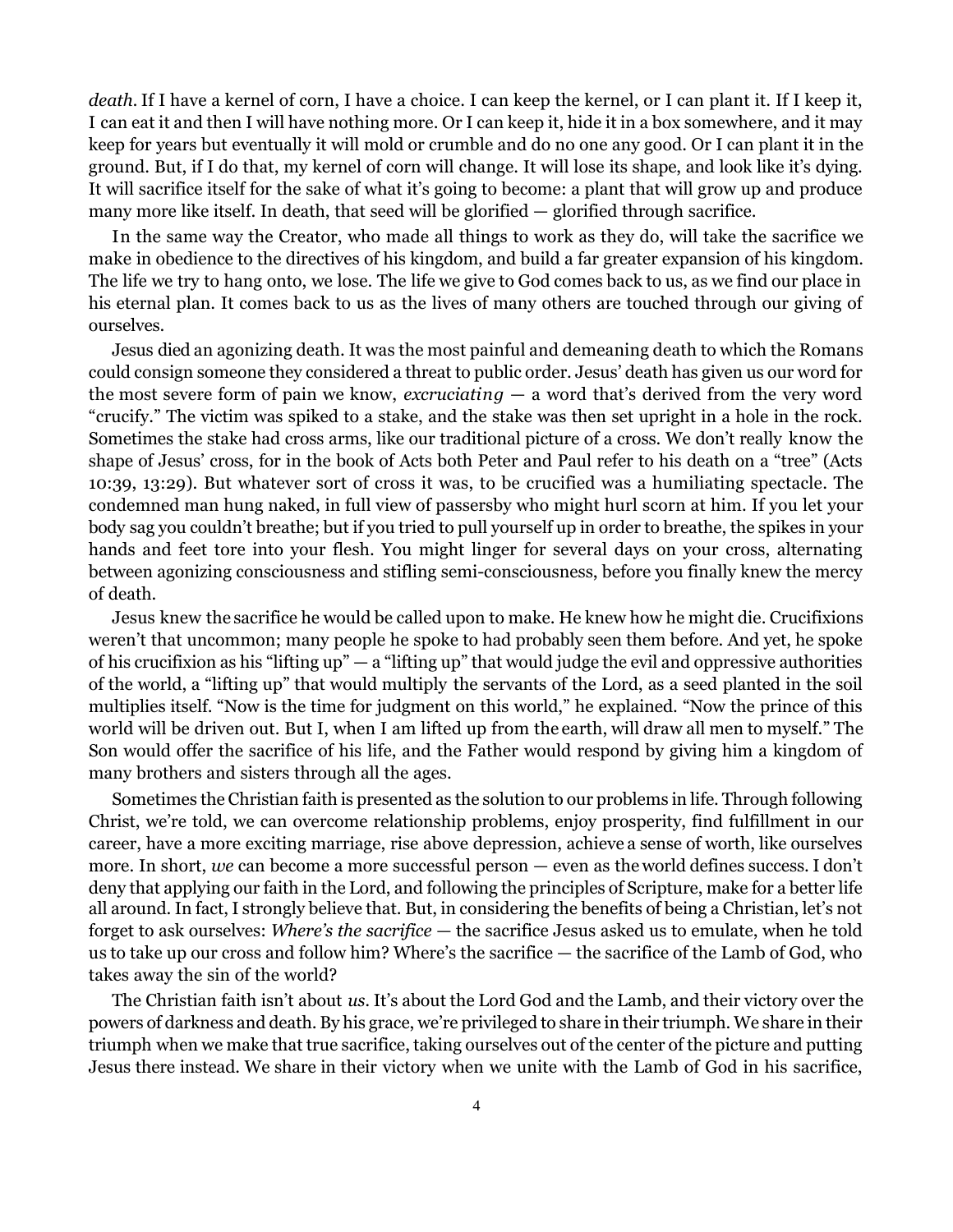*death*. If I have a kernel of corn, I have a choice. I can keep the kernel, or I can plant it. If I keep it, I can eat it and then I will have nothing more. Or I can keep it, hide it in a box somewhere, and it may keep for years but eventually it will mold or crumble and do no one any good. Or I can plant it in the ground. But, if I do that, my kernel of corn will change. It will lose its shape, and look like it's dying. It will sacrifice itself for the sake of what it's going to become: a plant that will grow up and produce many more like itself. In death, that seed will be glorified — glorified through sacrifice.

In the same way the Creator, who made all things to work as they do, will take the sacrifice we make in obedience to the directives of his kingdom, and build a far greater expansion of his kingdom. The life we try to hang onto, we lose. The life we give to God comes back to us, as we find our place in his eternal plan. It comes back to us as the lives of many others are touched through our giving of ourselves.

Jesus died an agonizing death. It was the most painful and demeaning death to which the Romans could consign someone they considered a threat to public order. Jesus' death has given us our word for the most severe form of pain we know, *excruciating* — a word that's derived from the very word "crucify." The victim was spiked to a stake, and the stake was then set upright in a hole in the rock. Sometimes the stake had cross arms, like our traditional picture of a cross. We don't really know the shape of Jesus' cross, for in the book of Acts both Peter and Paul refer to his death on a "tree" (Acts 10:39, 13:29). But whatever sort of cross it was, to be crucified was a humiliating spectacle. The condemned man hung naked, in full view of passersby who might hurl scorn at him. If you let your body sag you couldn't breathe; but if you tried to pull yourself up in order to breathe, the spikes in your hands and feet tore into your flesh. You might linger for several days on your cross, alternating between agonizing consciousness and stifling semi-consciousness, before you finally knew the mercy of death.

Jesus knew the sacrifice he would be called upon to make. He knew how he might die. Crucifixions weren't that uncommon; many people he spoke to had probably seen them before. And yet, he spoke of his crucifixion as his "lifting up" — a "lifting up" that would judge the evil and oppressive authorities of the world, a "lifting up" that would multiply the servants of the Lord, as a seed planted in the soil multiplies itself. "Now is the time for judgment on this world," he explained. "Now the prince of this world will be driven out. But I, when I am lifted up from the earth, will draw all men to myself." The Son would offer the sacrifice of his life, and the Father would respond by giving him a kingdom of many brothers and sisters through all the ages.

Sometimes the Christian faith is presented as the solution to our problems in life. Through following Christ, we're told, we can overcome relationship problems, enjoy prosperity, find fulfillment in our career, have a more exciting marriage, rise above depression, achieve a sense of worth, like ourselves more. In short, *we* can become a more successful person — even as the world defines success. I don't deny that applying our faith in the Lord, and following the principles of Scripture, make for a better life all around. In fact, I strongly believe that. But, in considering the benefits of being a Christian, let's not forget to ask ourselves: *Where's the sacrifice* — the sacrifice Jesus asked us to emulate, when he told us to take up our cross and follow him? Where's the sacrifice — the sacrifice of the Lamb of God, who takes away the sin of the world?

The Christian faith isn't about *us*. It's about the Lord God and the Lamb, and their victory over the powers of darkness and death. By his grace, we're privileged to share in their triumph. We share in their triumph when we make that true sacrifice, taking ourselves out of the center of the picture and putting Jesus there instead. We share in their victory when we unite with the Lamb of God in his sacrifice,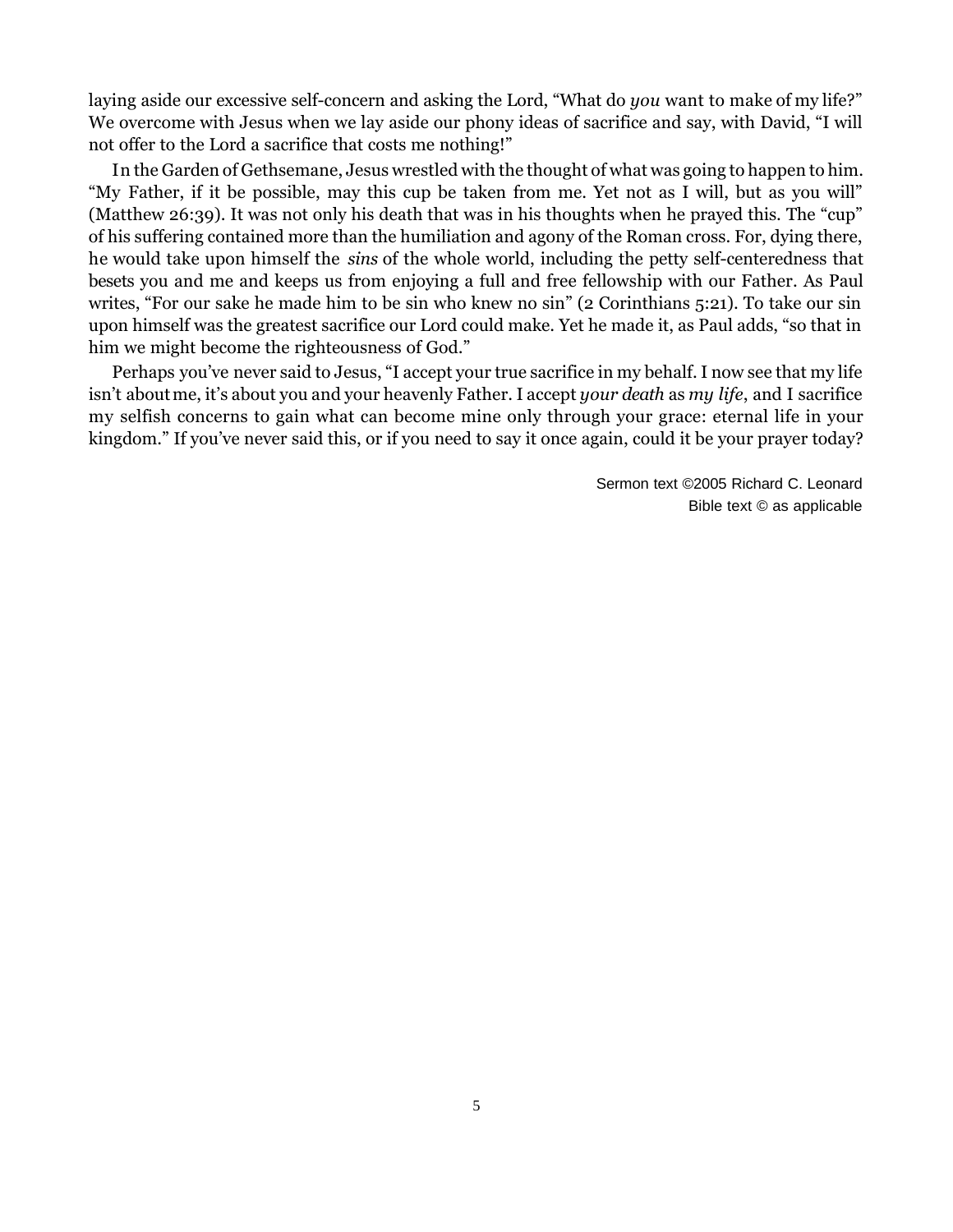laying aside our excessive self-concern and asking the Lord, "What do *you* want to make of my life?" We overcome with Jesus when we lay aside our phony ideas of sacrifice and say, with David, "I will not offer to the Lord a sacrifice that costs me nothing!"

In the Garden of Gethsemane, Jesus wrestled with the thought of what was going to happen to him. "My Father, if it be possible, may this cup be taken from me. Yet not as I will, but as you will" (Matthew 26:39). It was not only his death that was in his thoughts when he prayed this. The "cup" of his suffering contained more than the humiliation and agony of the Roman cross. For, dying there, he would take upon himself the *sins* of the whole world, including the petty self-centeredness that besets you and me and keeps us from enjoying a full and free fellowship with our Father. As Paul writes, "For our sake he made him to be sin who knew no sin" (2 Corinthians 5:21). To take our sin upon himself was the greatest sacrifice our Lord could make. Yet he made it, as Paul adds, "so that in him we might become the righteousness of God."

Perhaps you've never said to Jesus, "I accept your true sacrifice in my behalf. I now see that my life isn't about me, it's about you and your heavenly Father. I accept *your death* as *my life*, and I sacrifice my selfish concerns to gain what can become mine only through your grace: eternal life in your kingdom." If you've never said this, or if you need to say it once again, could it be your prayer today?

Sermon text ©2005 Richard C. Leonard
Bible text © as applicable